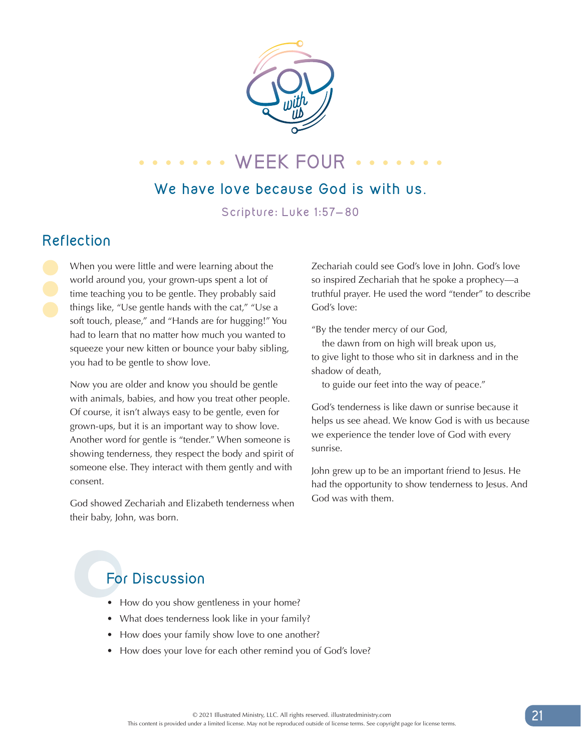# WEEK FOUR

## We have love because God is with us.

Scripture: Luke 1:57–80

## Reflection

When you were little and were learning about the world around you, your grown-ups spent a lot of time teaching you to be gentle. They probably said things like, "Use gentle hands with the cat," "Use a soft touch, please," and "Hands are for hugging!" You had to learn that no matter how much you wanted to squeeze your new kitten or bounce your baby sibling, you had to be gentle to show love.

Now you are older and know you should be gentle with animals, babies, and how you treat other people. Of course, it isn't always easy to be gentle, even for grown-ups, but it is an important way to show love. Another word for gentle is "tender." When someone is showing tenderness, they respect the body and spirit of someone else. They interact with them gently and with consent.

God showed Zechariah and Elizabeth tenderness when their baby, John, was born.

Zechariah could see God's love in John. God's love so inspired Zechariah that he spoke a prophecy—a truthful prayer. He used the word "tender" to describe God's love:

"By the tender mercy of our God,
   the dawn from on high will break upon us,
to give light to those who sit in darkness and in the shadow of death,
   to guide our feet into the way of peace."

God's tenderness is like dawn or sunrise because it helps us see ahead. We know God is with us because we experience the tender love of God with every sunrise.

John grew up to be an important friend to Jesus. He had the opportunity to show tenderness to Jesus. And God was with them.

## For Discussion

- How do you show gentleness in your home?
- What does tenderness look like in your family?
- How does your family show love to one another?
- How does your love for each other remind you of God's love?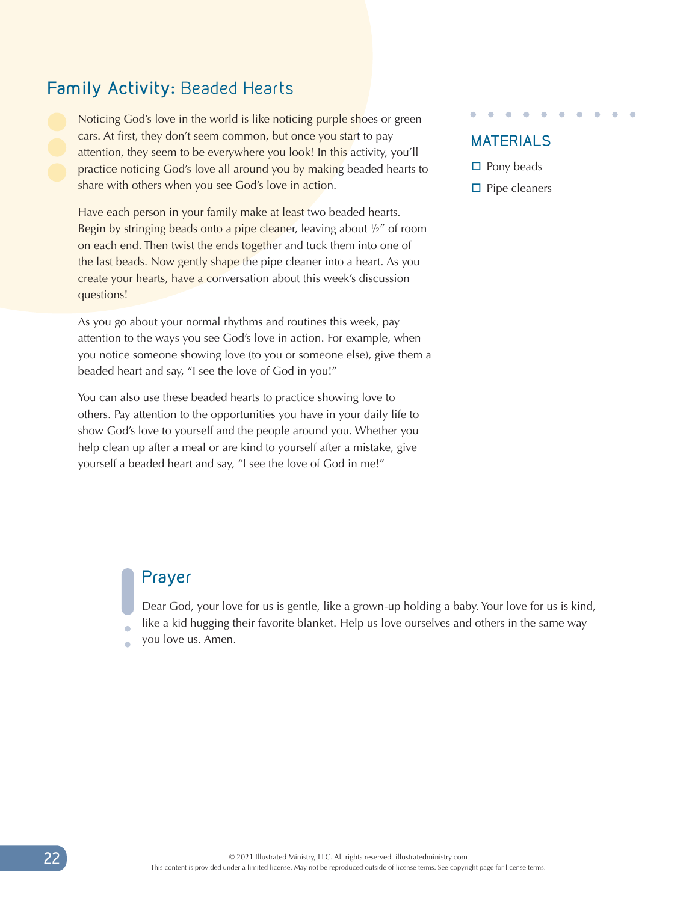## Family Activity: Beaded Hearts

Noticing God's love in the world is like noticing purple shoes or green cars. At first, they don't seem common, but once you start to pay attention, they seem to be everywhere you look! In this activity, you'll practice noticing God's love all around you by making beaded hearts to share with others when you see God's love in action.

Have each person in your family make at least two beaded hearts. Begin by stringing beads onto a pipe cleaner, leaving about ½" of room on each end. Then twist the ends together and tuck them into one of the last beads. Now gently shape the pipe cleaner into a heart. As you create your hearts, have a conversation about this week's discussion questions!

As you go about your normal rhythms and routines this week, pay attention to the ways you see God's love in action. For example, when you notice someone showing love (to you or someone else), give them a beaded heart and say, "I see the love of God in you!"

You can also use these beaded hearts to practice showing love to others. Pay attention to the opportunities you have in your daily life to show God's love to yourself and the people around you. Whether you help clean up after a meal or are kind to yourself after a mistake, give yourself a beaded heart and say, "I see the love of God in me!"

### MATERIALS

- ☐ Pony beads
- ☐ Pipe cleaners

## Prayer

Dear God, your love for us is gentle, like a grown-up holding a baby. Your love for us is kind, like a kid hugging their favorite blanket. Help us love ourselves and others in the same way you love us. Amen.

© 2021 Illustrated Ministry, LLC. All rights reserved. illustratedministry.com
This content is provided under a limited license. May not be reproduced outside of license terms. See copyright page for license terms.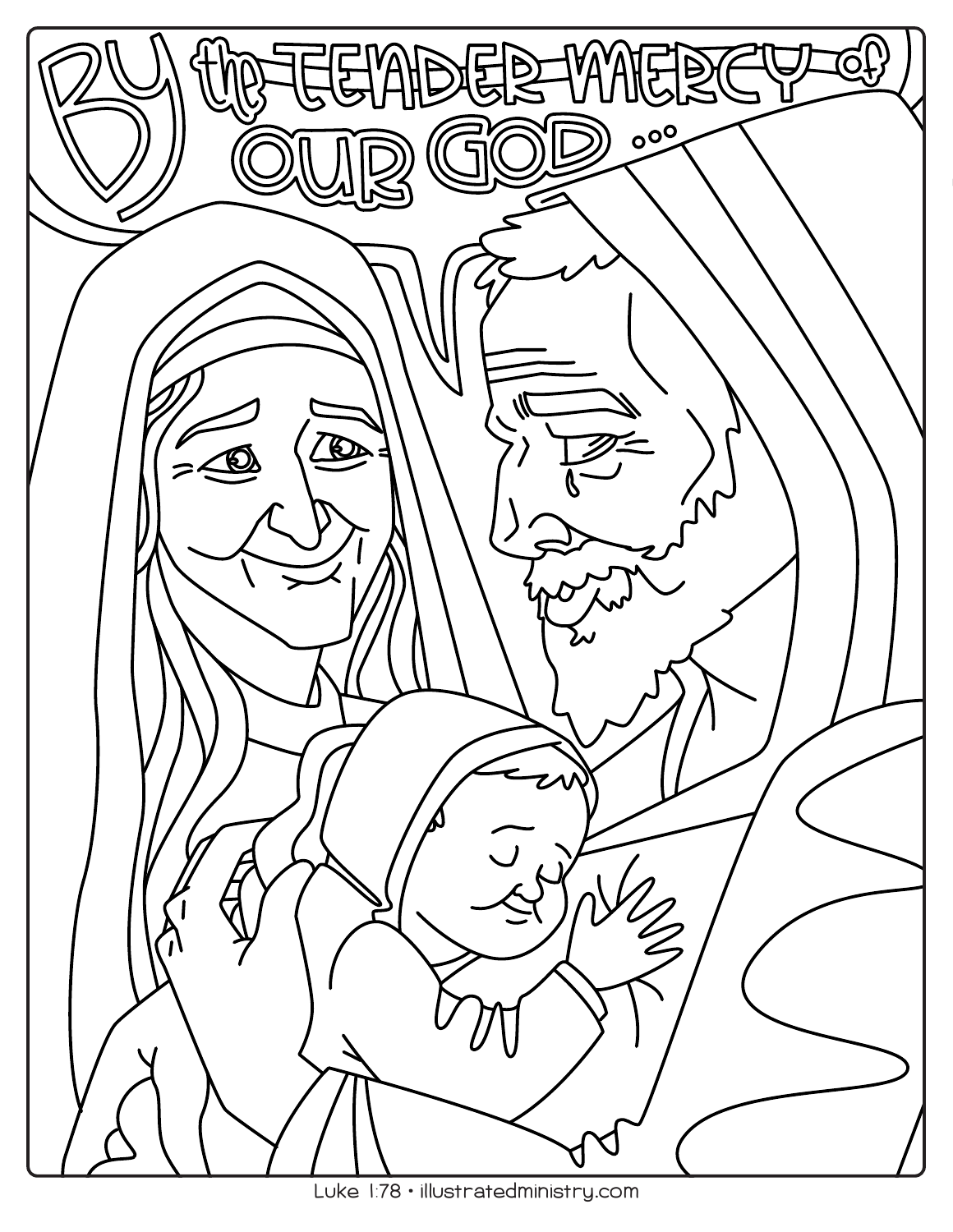BY the TENDER MERCY of OUR GOD ...

Luke 1:78 • illustratedministry.com